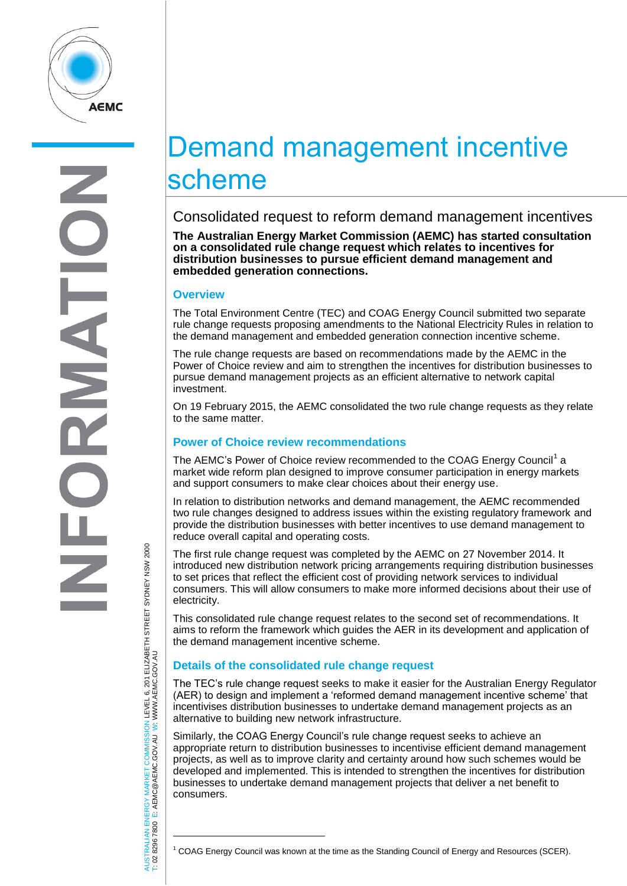# Demand management incentive scheme

## Consolidated request to reform demand management incentives

**The Australian Energy Market Commission (AEMC) has started consultation on a consolidated rule change request which relates to incentives for distribution businesses to pursue efficient demand management and embedded generation connections.**

### Overview

The Total Environment Centre (TEC) and COAG Energy Council submitted two separate rule change requests proposing amendments to the National Electricity Rules in relation to the demand management and embedded generation connection incentive scheme.

The rule change requests are based on recommendations made by the AEMC in the Power of Choice review and aim to strengthen the incentives for distribution businesses to pursue demand management projects as an efficient alternative to network capital investment.

On 19 February 2015, the AEMC consolidated the two rule change requests as they relate to the same matter.

### Power of Choice review recommendations

The AEMC's Power of Choice review recommended to the COAG Energy Council[1] a market wide reform plan designed to improve consumer participation in energy markets and support consumers to make clear choices about their energy use.

In relation to distribution networks and demand management, the AEMC recommended two rule changes designed to address issues within the existing regulatory framework and provide the distribution businesses with better incentives to use demand management to reduce overall capital and operating costs.

The first rule change request was completed by the AEMC on 27 November 2014. It introduced new distribution network pricing arrangements requiring distribution businesses to set prices that reflect the efficient cost of providing network services to individual consumers. This will allow consumers to make more informed decisions about their use of electricity.

This consolidated rule change request relates to the second set of recommendations. It aims to reform the framework which guides the AER in its development and application of the demand management incentive scheme.

### Details of the consolidated rule change request

The TEC's rule change request seeks to make it easier for the Australian Energy Regulator (AER) to design and implement a 'reformed demand management incentive scheme' that incentivises distribution businesses to undertake demand management projects as an alternative to building new network infrastructure.

Similarly, the COAG Energy Council's rule change request seeks to achieve an appropriate return to distribution businesses to incentivise efficient demand management projects, as well as to improve clarity and certainty around how such schemes would be developed and implemented. This is intended to strengthen the incentives for distribution businesses to undertake demand management projects that deliver a net benefit to consumers.

---

[1] COAG Energy Council was known at the time as the Standing Council of Energy and Resources (SCER).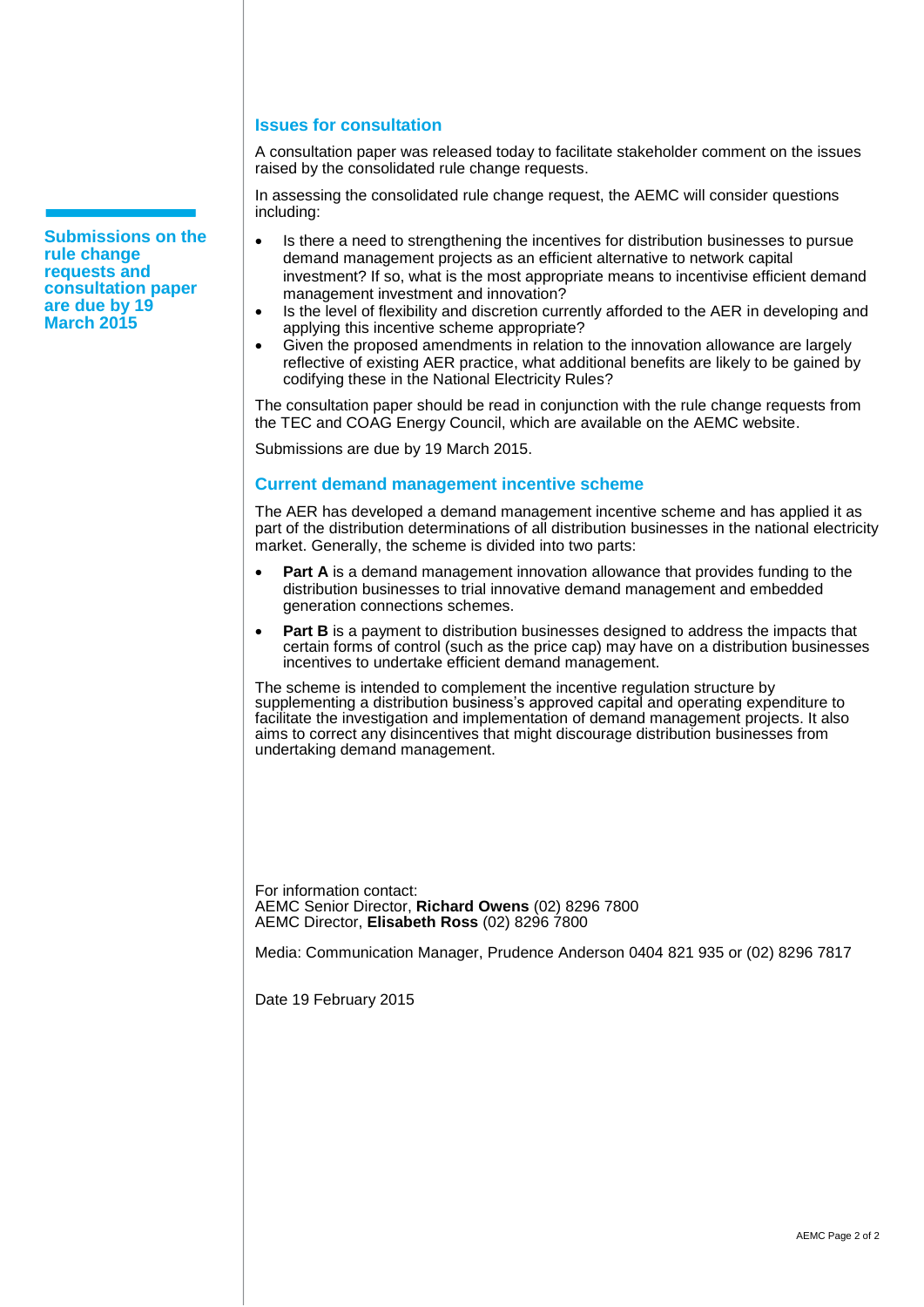## Issues for consultation

A consultation paper was released today to facilitate stakeholder comment on the issues raised by the consolidated rule change requests.

In assessing the consolidated rule change request, the AEMC will consider questions including:

**Submissions on the rule change requests and consultation paper are due by 19 March 2015**

- Is there a need to strengthening the incentives for distribution businesses to pursue demand management projects as an efficient alternative to network capital investment? If so, what is the most appropriate means to incentivise efficient demand management investment and innovation?
- Is the level of flexibility and discretion currently afforded to the AER in developing and applying this incentive scheme appropriate?
- Given the proposed amendments in relation to the innovation allowance are largely reflective of existing AER practice, what additional benefits are likely to be gained by codifying these in the National Electricity Rules?

The consultation paper should be read in conjunction with the rule change requests from the TEC and COAG Energy Council, which are available on the AEMC website.

Submissions are due by 19 March 2015.

## Current demand management incentive scheme

The AER has developed a demand management incentive scheme and has applied it as part of the distribution determinations of all distribution businesses in the national electricity market. Generally, the scheme is divided into two parts:

- **Part A** is a demand management innovation allowance that provides funding to the distribution businesses to trial innovative demand management and embedded generation connections schemes.
- **Part B** is a payment to distribution businesses designed to address the impacts that certain forms of control (such as the price cap) may have on a distribution businesses incentives to undertake efficient demand management.

The scheme is intended to complement the incentive regulation structure by supplementing a distribution business's approved capital and operating expenditure to facilitate the investigation and implementation of demand management projects. It also aims to correct any disincentives that might discourage distribution businesses from undertaking demand management.

For information contact:
AEMC Senior Director, **Richard Owens** (02) 8296 7800
AEMC Director, **Elisabeth Ross** (02) 8296 7800

Media: Communication Manager, Prudence Anderson 0404 821 935 or (02) 8296 7817

Date 19 February 2015